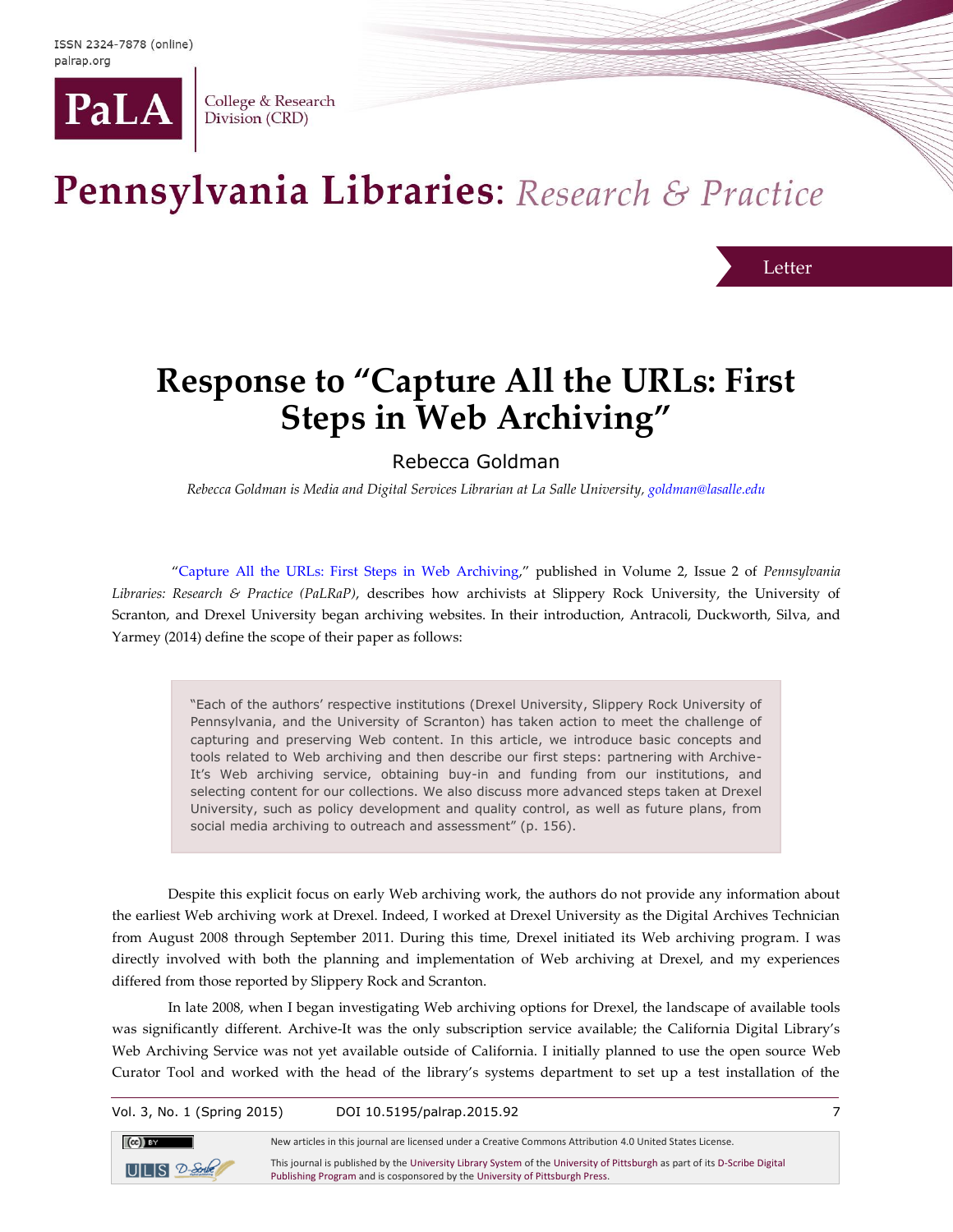# Response to "Capture All the URLs: First Steps in Web Archiving"

Rebecca Goldman

*Rebecca Goldman is Media and Digital Services Librarian at La Salle University, goldman@lasalle.edu*

"Capture All the URLs: First Steps in Web Archiving," published in Volume 2, Issue 2 of *Pennsylvania Libraries: Research & Practice (PaLRaP)*, describes how archivists at Slippery Rock University, the University of Scranton, and Drexel University began archiving websites. In their introduction, Antracoli, Duckworth, Silva, and Yarmey (2014) define the scope of their paper as follows:

> "Each of the authors' respective institutions (Drexel University, Slippery Rock University of Pennsylvania, and the University of Scranton) has taken action to meet the challenge of capturing and preserving Web content. In this article, we introduce basic concepts and tools related to Web archiving and then describe our first steps: partnering with Archive-It's Web archiving service, obtaining buy-in and funding from our institutions, and selecting content for our collections. We also discuss more advanced steps taken at Drexel University, such as policy development and quality control, as well as future plans, from social media archiving to outreach and assessment" (p. 156).

Despite this explicit focus on early Web archiving work, the authors do not provide any information about the earliest Web archiving work at Drexel. Indeed, I worked at Drexel University as the Digital Archives Technician from August 2008 through September 2011. During this time, Drexel initiated its Web archiving program. I was directly involved with both the planning and implementation of Web archiving at Drexel, and my experiences differed from those reported by Slippery Rock and Scranton.

In late 2008, when I began investigating Web archiving options for Drexel, the landscape of available tools was significantly different. Archive-It was the only subscription service available; the California Digital Library's Web Archiving Service was not yet available outside of California. I initially planned to use the open source Web Curator Tool and worked with the head of the library's systems department to set up a test installation of the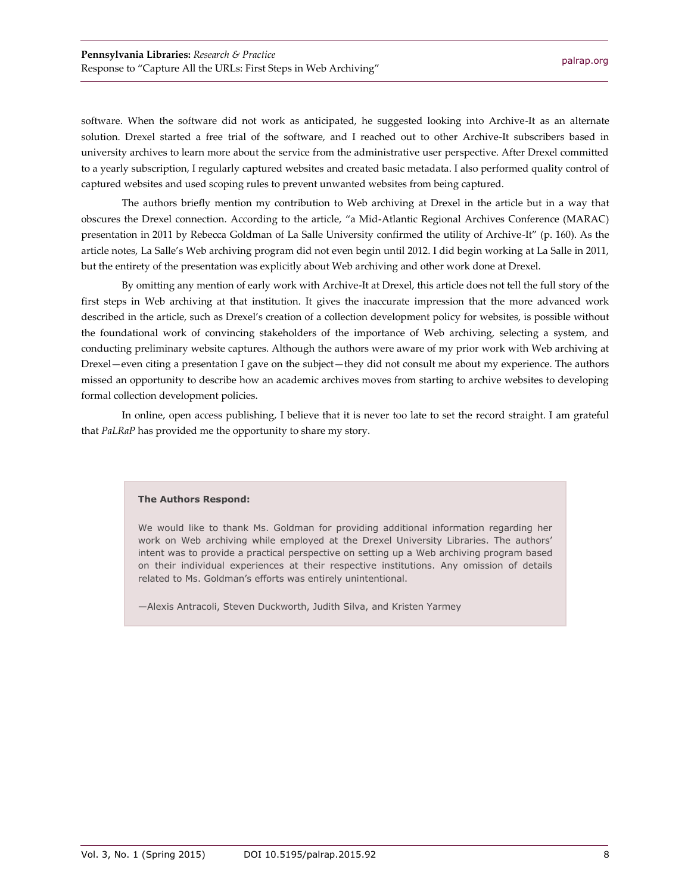software. When the software did not work as anticipated, he suggested looking into Archive-It as an alternate solution. Drexel started a free trial of the software, and I reached out to other Archive-It subscribers based in university archives to learn more about the service from the administrative user perspective. After Drexel committed to a yearly subscription, I regularly captured websites and created basic metadata. I also performed quality control of captured websites and used scoping rules to prevent unwanted websites from being captured.

The authors briefly mention my contribution to Web archiving at Drexel in the article but in a way that obscures the Drexel connection. According to the article, "a Mid-Atlantic Regional Archives Conference (MARAC) presentation in 2011 by Rebecca Goldman of La Salle University confirmed the utility of Archive-It" (p. 160). As the article notes, La Salle's Web archiving program did not even begin until 2012. I did begin working at La Salle in 2011, but the entirety of the presentation was explicitly about Web archiving and other work done at Drexel.

By omitting any mention of early work with Archive-It at Drexel, this article does not tell the full story of the first steps in Web archiving at that institution. It gives the inaccurate impression that the more advanced work described in the article, such as Drexel's creation of a collection development policy for websites, is possible without the foundational work of convincing stakeholders of the importance of Web archiving, selecting a system, and conducting preliminary website captures. Although the authors were aware of my prior work with Web archiving at Drexel—even citing a presentation I gave on the subject—they did not consult me about my experience. The authors missed an opportunity to describe how an academic archives moves from starting to archive websites to developing formal collection development policies.

In online, open access publishing, I believe that it is never too late to set the record straight. I am grateful that *PaLRaP* has provided me the opportunity to share my story.

**The Authors Respond:**

We would like to thank Ms. Goldman for providing additional information regarding her work on Web archiving while employed at the Drexel University Libraries. The authors' intent was to provide a practical perspective on setting up a Web archiving program based on their individual experiences at their respective institutions. Any omission of details related to Ms. Goldman's efforts was entirely unintentional.

—Alexis Antracoli, Steven Duckworth, Judith Silva, and Kristen Yarmey